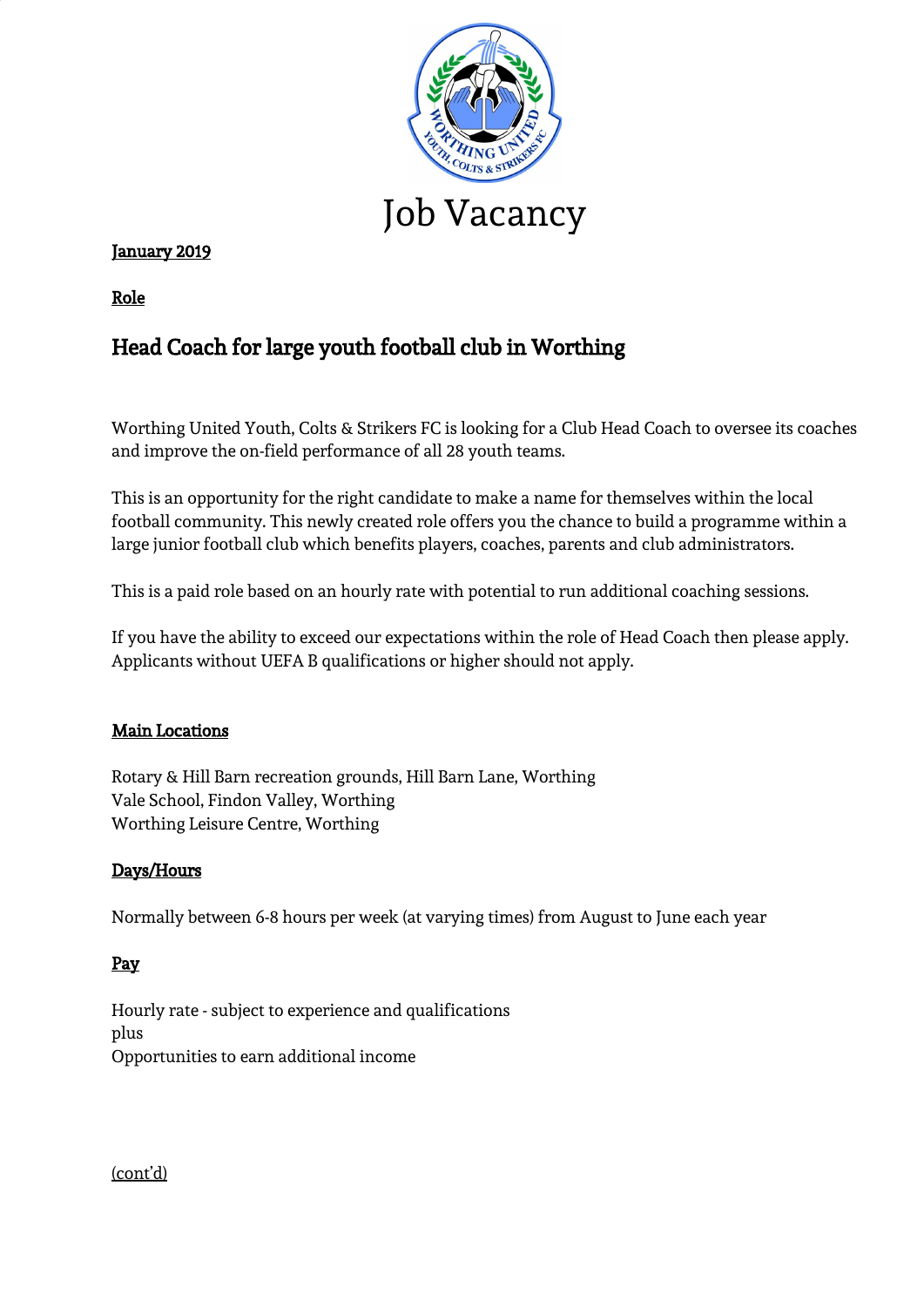# Job Vacancy

<u>January 2019</u>

<u>Role</u>

## Head Coach for large youth football club in Worthing

Worthing United Youth, Colts & Strikers FC is looking for a Club Head Coach to oversee its coaches and improve the on-field performance of all 28 youth teams.

This is an opportunity for the right candidate to make a name for themselves within the local football community. This newly created role offers you the chance to build a programme within a large junior football club which benefits players, coaches, parents and club administrators.

This is a paid role based on an hourly rate with potential to run additional coaching sessions.

If you have the ability to exceed our expectations within the role of Head Coach then please apply. Applicants without UEFA B qualifications or higher should not apply.

### Main Locations

Rotary & Hill Barn recreation grounds, Hill Barn Lane, Worthing
Vale School, Findon Valley, Worthing
Worthing Leisure Centre, Worthing

### Days/Hours

Normally between 6-8 hours per week (at varying times) from August to June each year

### Pay

Hourly rate - subject to experience and qualifications
plus
Opportunities to earn additional income

(cont'd)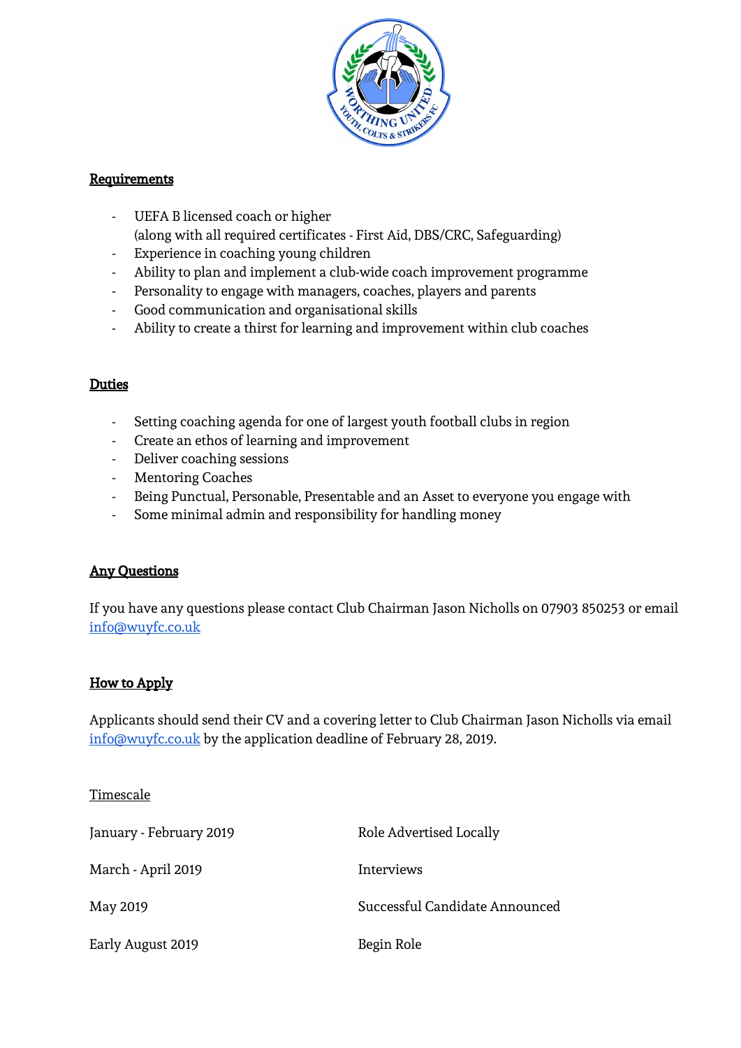## Requirements

- UEFA B licensed coach or higher
  (along with all required certificates - First Aid, DBS/CRC, Safeguarding)
- Experience in coaching young children
- Ability to plan and implement a club-wide coach improvement programme
- Personality to engage with managers, coaches, players and parents
- Good communication and organisational skills
- Ability to create a thirst for learning and improvement within club coaches

## Duties

- Setting coaching agenda for one of largest youth football clubs in region
- Create an ethos of learning and improvement
- Deliver coaching sessions
- Mentoring Coaches
- Being Punctual, Personable, Presentable and an Asset to everyone you engage with
- Some minimal admin and responsibility for handling money

## Any Questions

If you have any questions please contact Club Chairman Jason Nicholls on 07903 850253 or email info@wuyfc.co.uk

## How to Apply

Applicants should send their CV and a covering letter to Club Chairman Jason Nicholls via email info@wuyfc.co.uk by the application deadline of February 28, 2019.

### Timescale

| | |
|---|---|
| January - February 2019 | Role Advertised Locally |
| March - April 2019 | Interviews |
| May 2019 | Successful Candidate Announced |
| Early August 2019 | Begin Role |